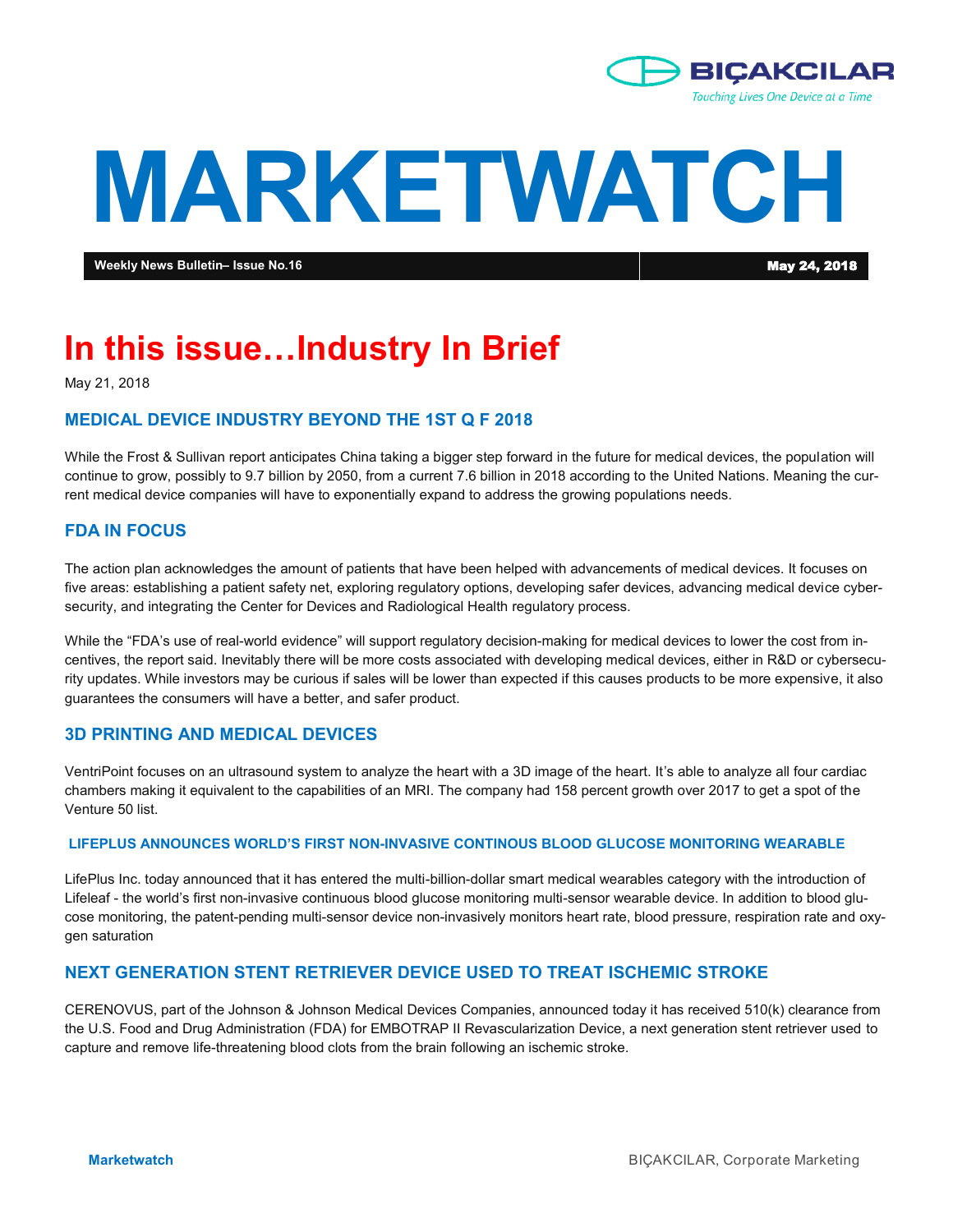BIÇAKCILAR
Touching Lives One Device at a Time

# MARKETWATCH

**Weekly News Bulletin– Issue No.16** | **May 24, 2018**

# In this issue…Industry In Brief

May 21, 2018

## MEDICAL DEVICE INDUSTRY BEYOND THE 1ST Q F 2018

While the Frost & Sullivan report anticipates China taking a bigger step forward in the future for medical devices, the population will continue to grow, possibly to 9.7 billion by 2050, from a current 7.6 billion in 2018 according to the United Nations. Meaning the current medical device companies will have to exponentially expand to address the growing populations needs.

## FDA IN FOCUS

The action plan acknowledges the amount of patients that have been helped with advancements of medical devices. It focuses on five areas: establishing a patient safety net, exploring regulatory options, developing safer devices, advancing medical device cybersecurity, and integrating the Center for Devices and Radiological Health regulatory process.

While the "FDA's use of real-world evidence" will support regulatory decision-making for medical devices to lower the cost from incentives, the report said. Inevitably there will be more costs associated with developing medical devices, either in R&D or cybersecurity updates. While investors may be curious if sales will be lower than expected if this causes products to be more expensive, it also guarantees the consumers will have a better, and safer product.

## 3D PRINTING AND MEDICAL DEVICES

VentriPoint focuses on an ultrasound system to analyze the heart with a 3D image of the heart. It's able to analyze all four cardiac chambers making it equivalent to the capabilities of an MRI. The company had 158 percent growth over 2017 to get a spot of the Venture 50 list.

### LIFEPLUS ANNOUNCES WORLD'S FIRST NON-INVASIVE CONTINOUS BLOOD GLUCOSE MONITORING WEARABLE

LifePlus Inc. today announced that it has entered the multi-billion-dollar smart medical wearables category with the introduction of Lifeleaf - the world's first non-invasive continuous blood glucose monitoring multi-sensor wearable device. In addition to blood glucose monitoring, the patent-pending multi-sensor device non-invasively monitors heart rate, blood pressure, respiration rate and oxygen saturation

## NEXT GENERATION STENT RETRIEVER DEVICE USED TO TREAT ISCHEMIC STROKE

CERENOVUS, part of the Johnson & Johnson Medical Devices Companies, announced today it has received 510(k) clearance from the U.S. Food and Drug Administration (FDA) for EMBOTRAP II Revascularization Device, a next generation stent retriever used to capture and remove life-threatening blood clots from the brain following an ischemic stroke.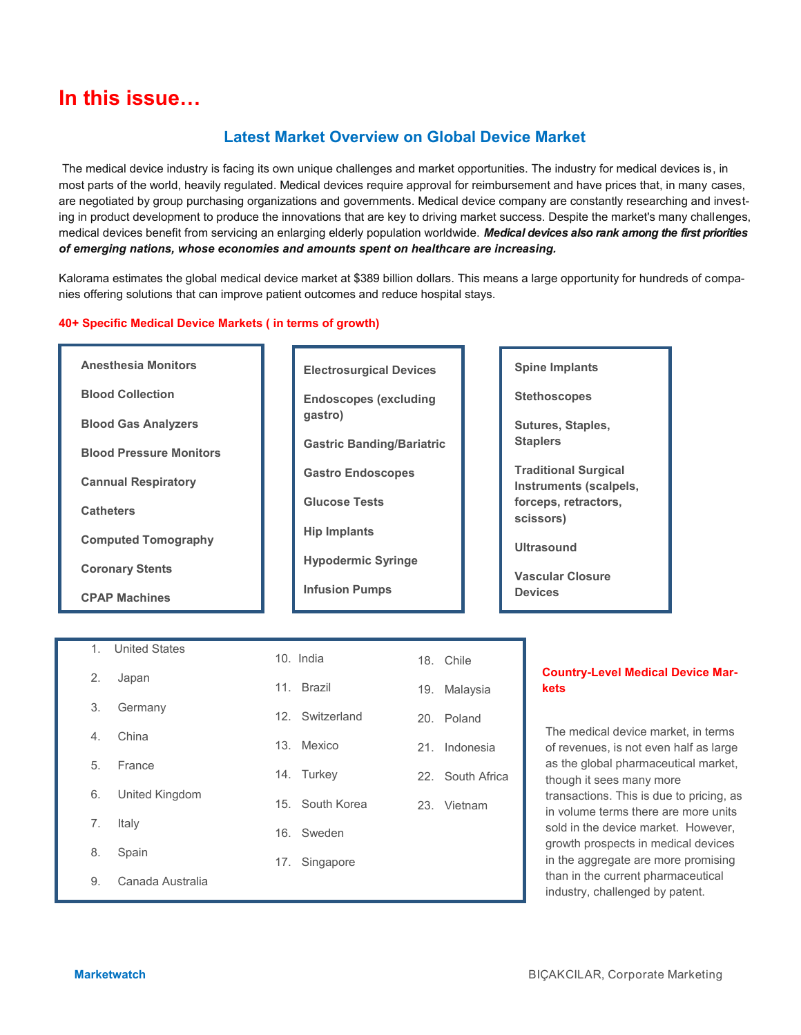# In this issue…

## Latest Market Overview on Global Device Market

The medical device industry is facing its own unique challenges and market opportunities. The industry for medical devices is, in most parts of the world, heavily regulated. Medical devices require approval for reimbursement and have prices that, in many cases, are negotiated by group purchasing organizations and governments. Medical device company are constantly researching and investing in product development to produce the innovations that are key to driving market success. Despite the market's many challenges, medical devices benefit from servicing an enlarging elderly population worldwide. ***Medical devices also rank among the first priorities of emerging nations, whose economies and amounts spent on healthcare are increasing.***

Kalorama estimates the global medical device market at $389 billion dollars. This means a large opportunity for hundreds of companies offering solutions that can improve patient outcomes and reduce hospital stays.

**40+ Specific Medical Device Markets ( in terms of growth)**

- **Anesthesia Monitors**
- **Blood Collection**
- **Blood Gas Analyzers**
- **Blood Pressure Monitors**
- **Cannual Respiratory**
- **Catheters**
- **Computed Tomography**
- **Coronary Stents**
- **CPAP Machines**
- **Electrosurgical Devices**
- **Endoscopes (excluding gastro)**
- **Gastric Banding/Bariatric**
- **Gastro Endoscopes**
- **Glucose Tests**
- **Hip Implants**
- **Hypodermic Syringe**
- **Infusion Pumps**
- **Spine Implants**
- **Stethoscopes**
- **Sutures, Staples, Staplers**
- **Traditional Surgical Instruments (scalpels, forceps, retractors, scissors)**
- **Ultrasound**
- **Vascular Closure Devices**

1. United States
2. Japan
3. Germany
4. China
5. France
6. United Kingdom
7. Italy
8. Spain
9. Canada Australia
10. India
11. Brazil
12. Switzerland
13. Mexico
14. Turkey
15. South Korea
16. Sweden
17. Singapore
18. Chile
19. Malaysia
20. Poland
21. Indonesia
22. South Africa
23. Vietnam

**Country-Level Medical Device Markets**

The medical device market, in terms of revenues, is not even half as large as the global pharmaceutical market, though it sees many more transactions. This is due to pricing, as in volume terms there are more units sold in the device market. However, growth prospects in medical devices in the aggregate are more promising than in the current pharmaceutical industry, challenged by patent.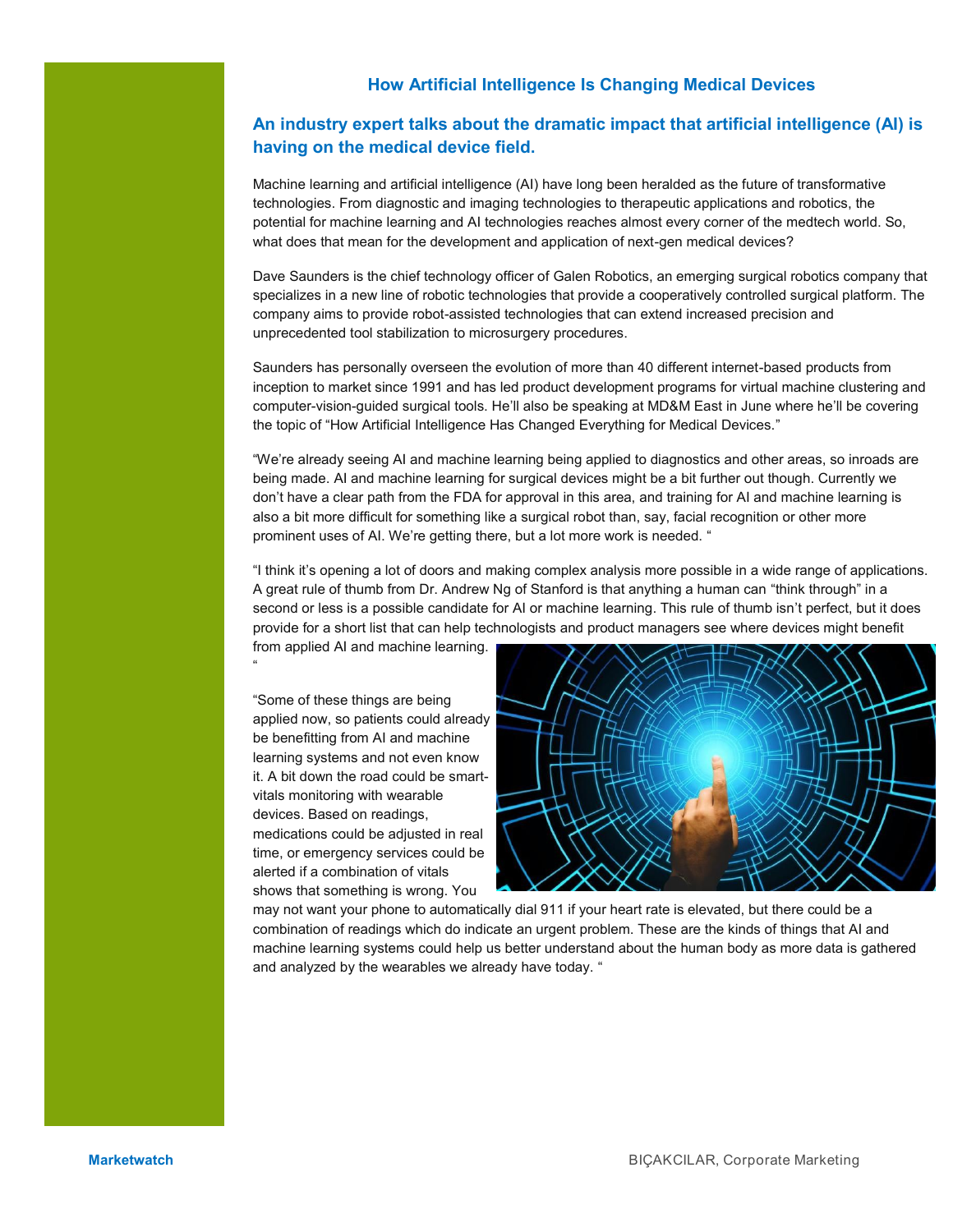## How Artificial Intelligence Is Changing Medical Devices

### An industry expert talks about the dramatic impact that artificial intelligence (AI) is having on the medical device field.

Machine learning and artificial intelligence (AI) have long been heralded as the future of transformative technologies. From diagnostic and imaging technologies to therapeutic applications and robotics, the potential for machine learning and AI technologies reaches almost every corner of the medtech world. So, what does that mean for the development and application of next-gen medical devices?

Dave Saunders is the chief technology officer of Galen Robotics, an emerging surgical robotics company that specializes in a new line of robotic technologies that provide a cooperatively controlled surgical platform. The company aims to provide robot-assisted technologies that can extend increased precision and unprecedented tool stabilization to microsurgery procedures.

Saunders has personally overseen the evolution of more than 40 different internet-based products from inception to market since 1991 and has led product development programs for virtual machine clustering and computer-vision-guided surgical tools. He'll also be speaking at MD&M East in June where he'll be covering the topic of "How Artificial Intelligence Has Changed Everything for Medical Devices."

"We're already seeing AI and machine learning being applied to diagnostics and other areas, so inroads are being made. AI and machine learning for surgical devices might be a bit further out though. Currently we don't have a clear path from the FDA for approval in this area, and training for AI and machine learning is also a bit more difficult for something like a surgical robot than, say, facial recognition or other more prominent uses of AI. We're getting there, but a lot more work is needed. "

"I think it's opening a lot of doors and making complex analysis more possible in a wide range of applications. A great rule of thumb from Dr. Andrew Ng of Stanford is that anything a human can "think through" in a second or less is a possible candidate for AI or machine learning. This rule of thumb isn't perfect, but it does provide for a short list that can help technologists and product managers see where devices might benefit from applied AI and machine learning. "

"Some of these things are being applied now, so patients could already be benefitting from AI and machine learning systems and not even know it. A bit down the road could be smart-vitals monitoring with wearable devices. Based on readings, medications could be adjusted in real time, or emergency services could be alerted if a combination of vitals shows that something is wrong. You may not want your phone to automatically dial 911 if your heart rate is elevated, but there could be a combination of readings which do indicate an urgent problem. These are the kinds of things that AI and machine learning systems could help us better understand about the human body as more data is gathered and analyzed by the wearables we already have today. "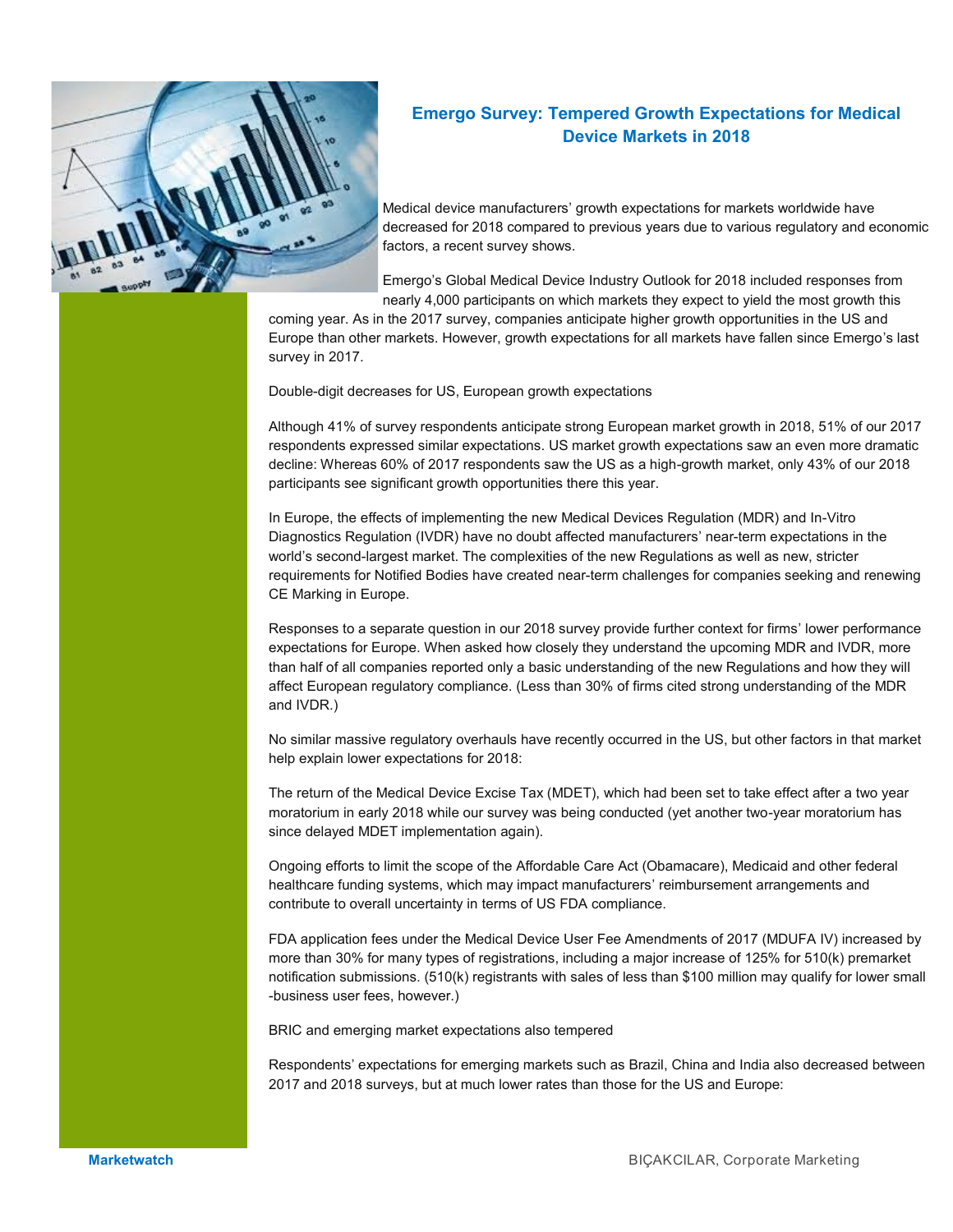# Emergo Survey: Tempered Growth Expectations for Medical Device Markets in 2018

Medical device manufacturers' growth expectations for markets worldwide have decreased for 2018 compared to previous years due to various regulatory and economic factors, a recent survey shows.

Emergo's Global Medical Device Industry Outlook for 2018 included responses from nearly 4,000 participants on which markets they expect to yield the most growth this coming year. As in the 2017 survey, companies anticipate higher growth opportunities in the US and Europe than other markets. However, growth expectations for all markets have fallen since Emergo's last survey in 2017.

Double-digit decreases for US, European growth expectations

Although 41% of survey respondents anticipate strong European market growth in 2018, 51% of our 2017 respondents expressed similar expectations. US market growth expectations saw an even more dramatic decline: Whereas 60% of 2017 respondents saw the US as a high-growth market, only 43% of our 2018 participants see significant growth opportunities there this year.

In Europe, the effects of implementing the new Medical Devices Regulation (MDR) and In-Vitro Diagnostics Regulation (IVDR) have no doubt affected manufacturers' near-term expectations in the world's second-largest market. The complexities of the new Regulations as well as new, stricter requirements for Notified Bodies have created near-term challenges for companies seeking and renewing CE Marking in Europe.

Responses to a separate question in our 2018 survey provide further context for firms' lower performance expectations for Europe. When asked how closely they understand the upcoming MDR and IVDR, more than half of all companies reported only a basic understanding of the new Regulations and how they will affect European regulatory compliance. (Less than 30% of firms cited strong understanding of the MDR and IVDR.)

No similar massive regulatory overhauls have recently occurred in the US, but other factors in that market help explain lower expectations for 2018:

The return of the Medical Device Excise Tax (MDET), which had been set to take effect after a two year moratorium in early 2018 while our survey was being conducted (yet another two-year moratorium has since delayed MDET implementation again).

Ongoing efforts to limit the scope of the Affordable Care Act (Obamacare), Medicaid and other federal healthcare funding systems, which may impact manufacturers' reimbursement arrangements and contribute to overall uncertainty in terms of US FDA compliance.

FDA application fees under the Medical Device User Fee Amendments of 2017 (MDUFA IV) increased by more than 30% for many types of registrations, including a major increase of 125% for 510(k) premarket notification submissions. (510(k) registrants with sales of less than $100 million may qualify for lower small -business user fees, however.)

BRIC and emerging market expectations also tempered

Respondents' expectations for emerging markets such as Brazil, China and India also decreased between 2017 and 2018 surveys, but at much lower rates than those for the US and Europe: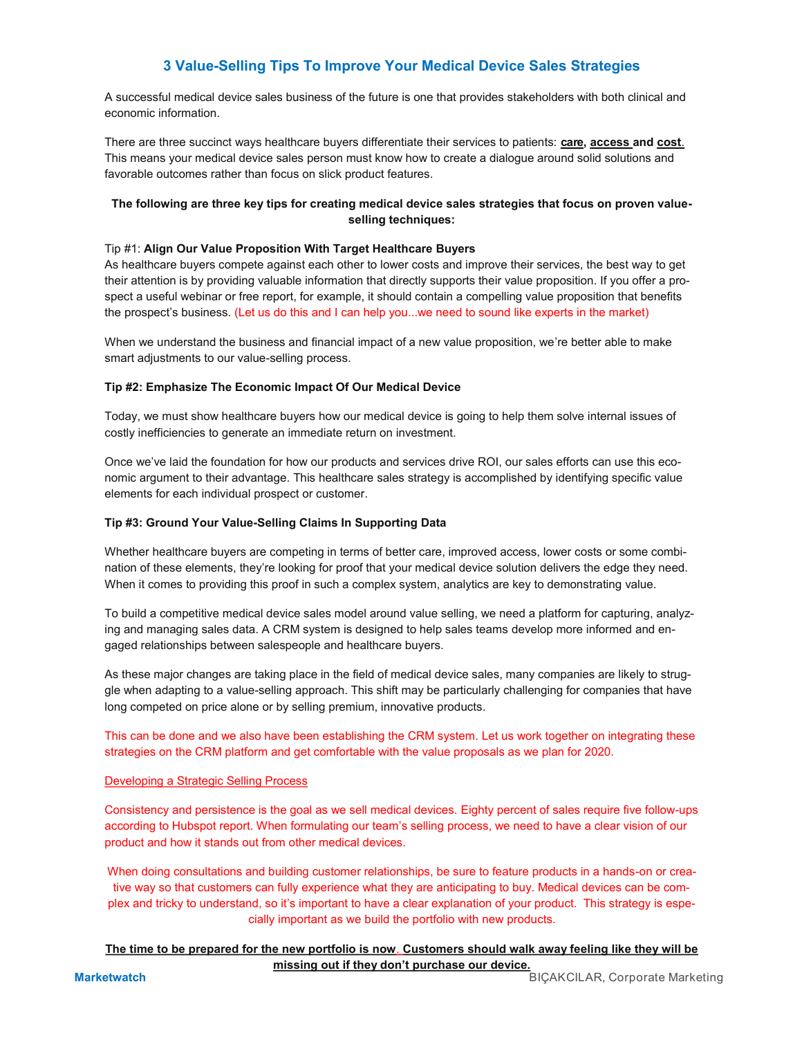## 3 Value-Selling Tips To Improve Your Medical Device Sales Strategies

A successful medical device sales business of the future is one that provides stakeholders with both clinical and economic information.

There are three succinct ways healthcare buyers differentiate their services to patients: **care, access and cost**. This means your medical device sales person must know how to create a dialogue around solid solutions and favorable outcomes rather than focus on slick product features.

**The following are three key tips for creating medical device sales strategies that focus on proven value-selling techniques:**

Tip #1: **Align Our Value Proposition With Target Healthcare Buyers**
As healthcare buyers compete against each other to lower costs and improve their services, the best way to get their attention is by providing valuable information that directly supports their value proposition. If you offer a prospect a useful webinar or free report, for example, it should contain a compelling value proposition that benefits the prospect's business. (Let us do this and I can help you...we need to sound like experts in the market)

When we understand the business and financial impact of a new value proposition, we're better able to make smart adjustments to our value-selling process.

**Tip #2: Emphasize The Economic Impact Of Our Medical Device**

Today, we must show healthcare buyers how our medical device is going to help them solve internal issues of costly inefficiencies to generate an immediate return on investment.

Once we've laid the foundation for how our products and services drive ROI, our sales efforts can use this economic argument to their advantage. This healthcare sales strategy is accomplished by identifying specific value elements for each individual prospect or customer.

**Tip #3: Ground Your Value-Selling Claims In Supporting Data**

Whether healthcare buyers are competing in terms of better care, improved access, lower costs or some combination of these elements, they're looking for proof that your medical device solution delivers the edge they need. When it comes to providing this proof in such a complex system, analytics are key to demonstrating value.

To build a competitive medical device sales model around value selling, we need a platform for capturing, analyzing and managing sales data. A CRM system is designed to help sales teams develop more informed and engaged relationships between salespeople and healthcare buyers.

As these major changes are taking place in the field of medical device sales, many companies are likely to struggle when adapting to a value-selling approach. This shift may be particularly challenging for companies that have long competed on price alone or by selling premium, innovative products.

This can be done and we also have been establishing the CRM system. Let us work together on integrating these strategies on the CRM platform and get comfortable with the value proposals as we plan for 2020.

Developing a Strategic Selling Process

Consistency and persistence is the goal as we sell medical devices. Eighty percent of sales require five follow-ups according to Hubspot report. When formulating our team's selling process, we need to have a clear vision of our product and how it stands out from other medical devices.

When doing consultations and building customer relationships, be sure to feature products in a hands-on or creative way so that customers can fully experience what they are anticipating to buy. Medical devices can be complex and tricky to understand, so it's important to have a clear explanation of your product. This strategy is especially important as we build the portfolio with new products.

**The time to be prepared for the new portfolio is now. Customers should walk away feeling like they will be missing out if they don't purchase our device.**

**Marketwatch**

BIÇAKCILAR, Corporate Marketing